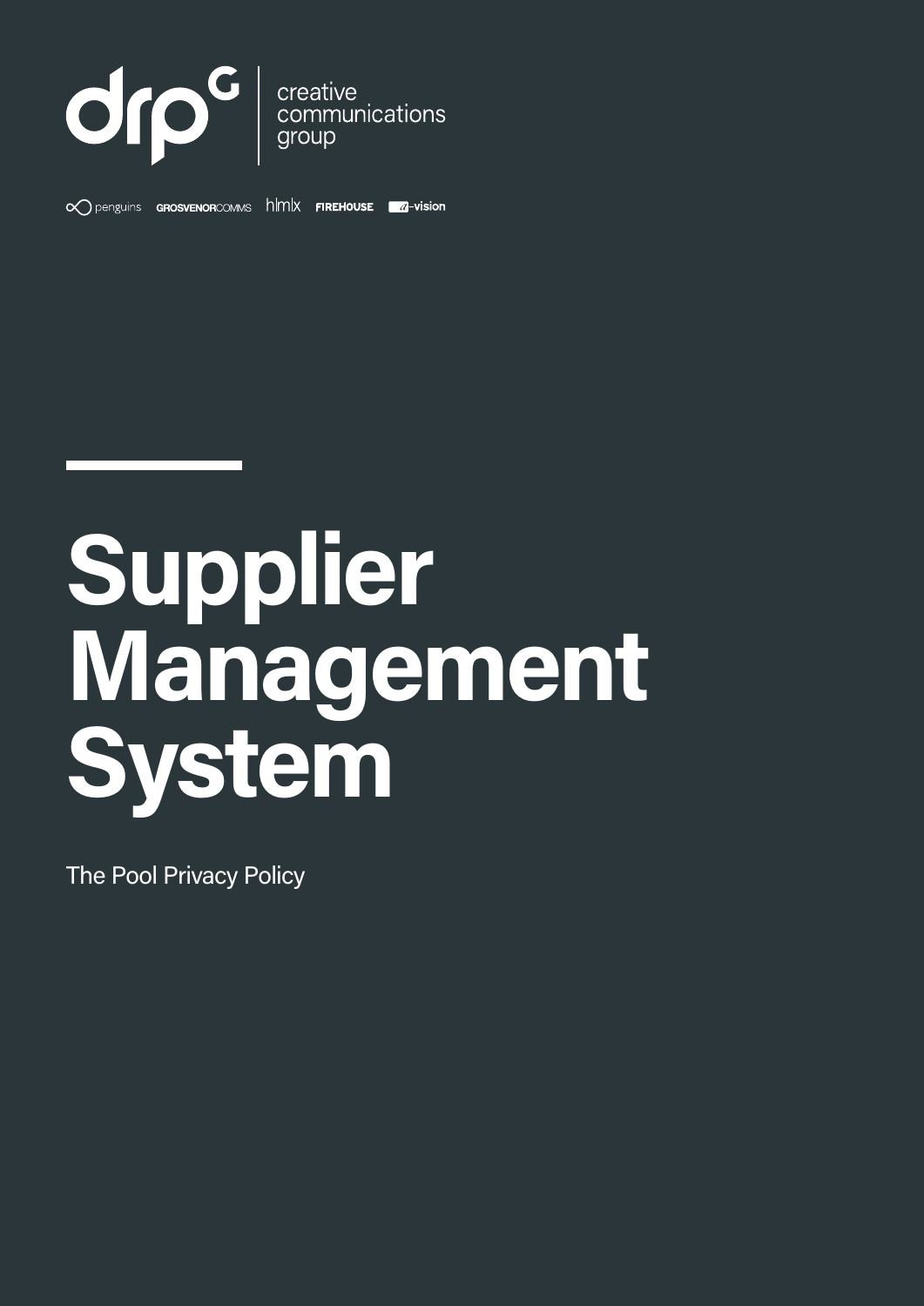drpG | creative communications group

penguins GROSVENORCOMMS hlmlx FIREHOUSE -vision

# Supplier Management System

The Pool Privacy Policy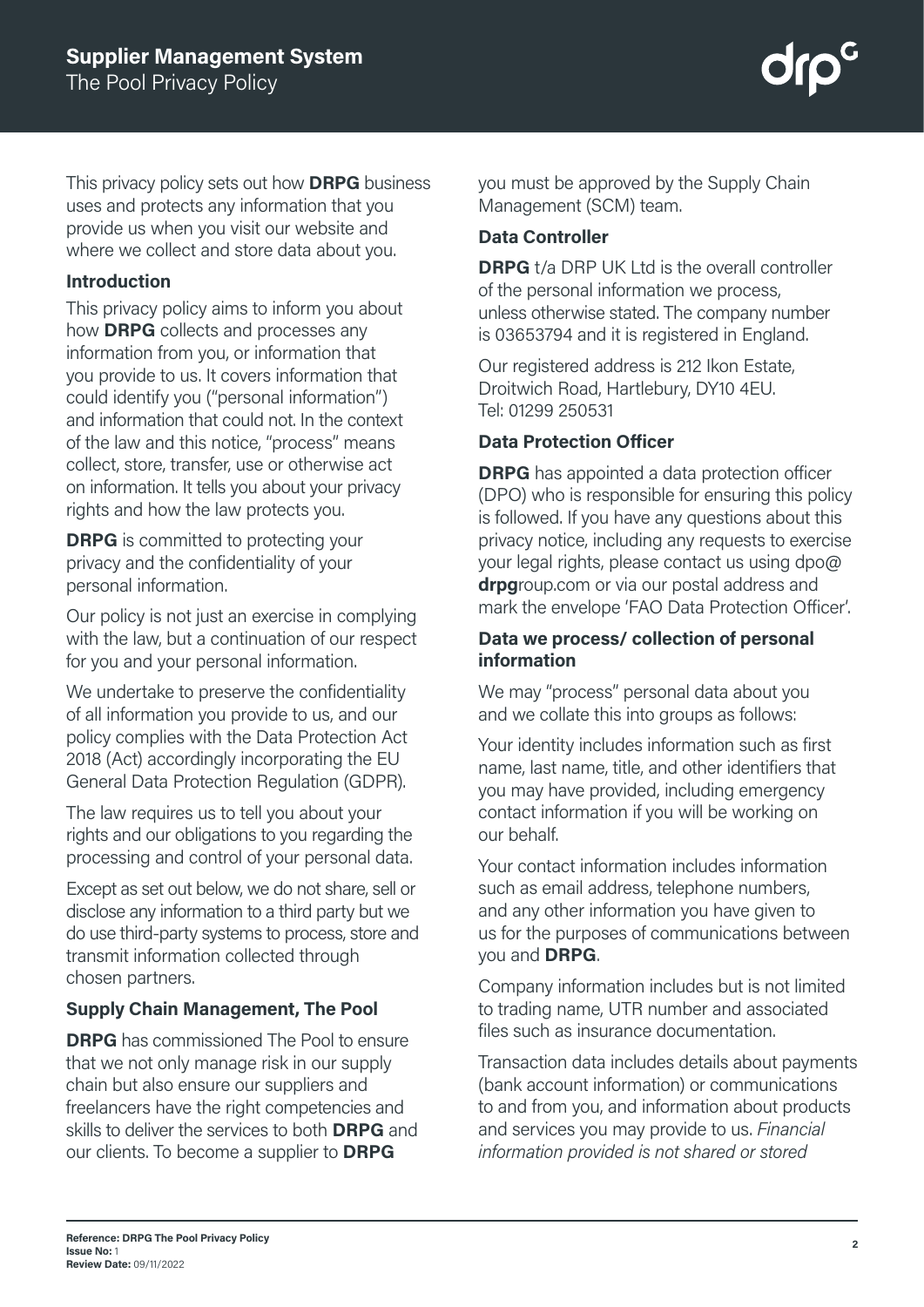This privacy policy sets out how **DRPG** business uses and protects any information that you provide us when you visit our website and where we collect and store data about you.

### Introduction

This privacy policy aims to inform you about how **DRPG** collects and processes any information from you, or information that you provide to us. It covers information that could identify you ("personal information") and information that could not. In the context of the law and this notice, "process" means collect, store, transfer, use or otherwise act on information. It tells you about your privacy rights and how the law protects you.

**DRPG** is committed to protecting your privacy and the confidentiality of your personal information.

Our policy is not just an exercise in complying with the law, but a continuation of our respect for you and your personal information.

We undertake to preserve the confidentiality of all information you provide to us, and our policy complies with the Data Protection Act 2018 (Act) accordingly incorporating the EU General Data Protection Regulation (GDPR).

The law requires us to tell you about your rights and our obligations to you regarding the processing and control of your personal data.

Except as set out below, we do not share, sell or disclose any information to a third party but we do use third-party systems to process, store and transmit information collected through chosen partners.

### Supply Chain Management, The Pool

**DRPG** has commissioned The Pool to ensure that we not only manage risk in our supply chain but also ensure our suppliers and freelancers have the right competencies and skills to deliver the services to both **DRPG** and our clients. To become a supplier to **DRPG** you must be approved by the Supply Chain Management (SCM) team.

### Data Controller

**DRPG** t/a DRP UK Ltd is the overall controller of the personal information we process, unless otherwise stated. The company number is 03653794 and it is registered in England.

Our registered address is 212 Ikon Estate, Droitwich Road, Hartlebury, DY10 4EU. Tel: 01299 250531

### Data Protection Officer

**DRPG** has appointed a data protection officer (DPO) who is responsible for ensuring this policy is followed. If you have any questions about this privacy notice, including any requests to exercise your legal rights, please contact us using dpo@**drpg**roup.com or via our postal address and mark the envelope 'FAO Data Protection Officer'.

### Data we process/ collection of personal information

We may "process" personal data about you and we collate this into groups as follows:

Your identity includes information such as first name, last name, title, and other identifiers that you may have provided, including emergency contact information if you will be working on our behalf.

Your contact information includes information such as email address, telephone numbers, and any other information you have given to us for the purposes of communications between you and **DRPG**.

Company information includes but is not limited to trading name, UTR number and associated files such as insurance documentation.

Transaction data includes details about payments (bank account information) or communications to and from you, and information about products and services you may provide to us. *Financial information provided is not shared or stored*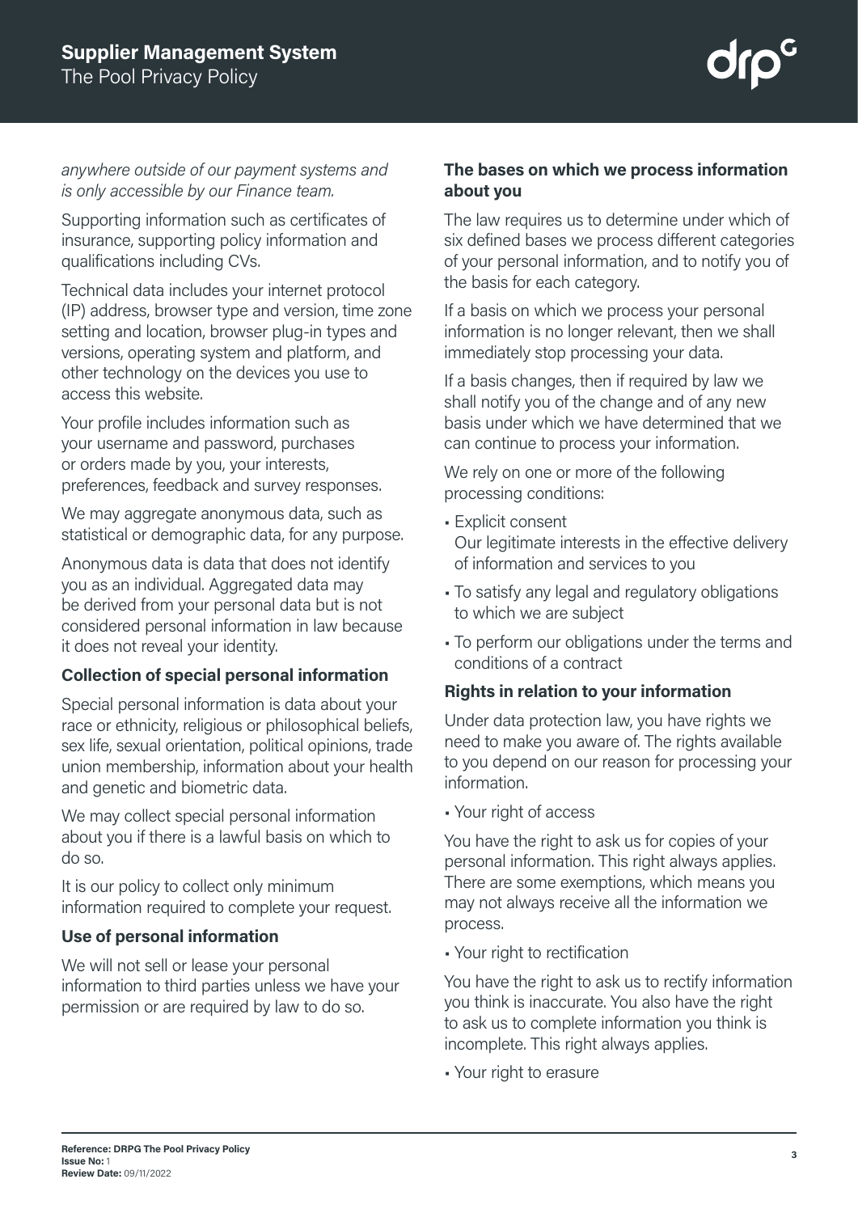*anywhere outside of our payment systems and is only accessible by our Finance team.*

Supporting information such as certificates of insurance, supporting policy information and qualifications including CVs.

Technical data includes your internet protocol (IP) address, browser type and version, time zone setting and location, browser plug-in types and versions, operating system and platform, and other technology on the devices you use to access this website.

Your profile includes information such as your username and password, purchases or orders made by you, your interests, preferences, feedback and survey responses.

We may aggregate anonymous data, such as statistical or demographic data, for any purpose.

Anonymous data is data that does not identify you as an individual. Aggregated data may be derived from your personal data but is not considered personal information in law because it does not reveal your identity.

**Collection of special personal information**

Special personal information is data about your race or ethnicity, religious or philosophical beliefs, sex life, sexual orientation, political opinions, trade union membership, information about your health and genetic and biometric data.

We may collect special personal information about you if there is a lawful basis on which to do so.

It is our policy to collect only minimum information required to complete your request.

**Use of personal information**

We will not sell or lease your personal information to third parties unless we have your permission or are required by law to do so.

**The bases on which we process information about you**

The law requires us to determine under which of six defined bases we process different categories of your personal information, and to notify you of the basis for each category.

If a basis on which we process your personal information is no longer relevant, then we shall immediately stop processing your data.

If a basis changes, then if required by law we shall notify you of the change and of any new basis under which we have determined that we can continue to process your information.

We rely on one or more of the following processing conditions:

- Explicit consent
  Our legitimate interests in the effective delivery of information and services to you
- To satisfy any legal and regulatory obligations to which we are subject
- To perform our obligations under the terms and conditions of a contract

**Rights in relation to your information**

Under data protection law, you have rights we need to make you aware of. The rights available to you depend on our reason for processing your information.

- Your right of access

You have the right to ask us for copies of your personal information. This right always applies. There are some exemptions, which means you may not always receive all the information we process.

- Your right to rectification

You have the right to ask us to rectify information you think is inaccurate. You also have the right to ask us to complete information you think is incomplete. This right always applies.

- Your right to erasure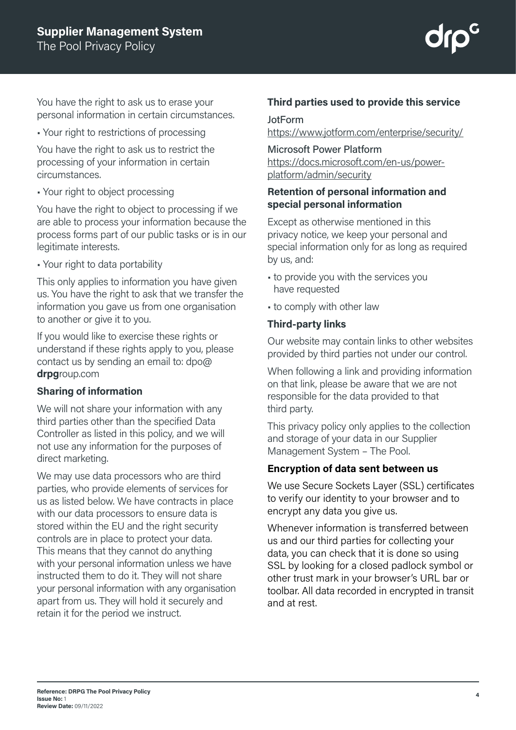You have the right to ask us to erase your personal information in certain circumstances.

- Your right to restrictions of processing

You have the right to ask us to restrict the processing of your information in certain circumstances.

- Your right to object processing

You have the right to object to processing if we are able to process your information because the process forms part of our public tasks or is in our legitimate interests.

- Your right to data portability

This only applies to information you have given us. You have the right to ask that we transfer the information you gave us from one organisation to another or give it to you.

If you would like to exercise these rights or understand if these rights apply to you, please contact us by sending an email to: dpo@**drpg**roup.com

### Sharing of information

We will not share your information with any third parties other than the specified Data Controller as listed in this policy, and we will not use any information for the purposes of direct marketing.

We may use data processors who are third parties, who provide elements of services for us as listed below. We have contracts in place with our data processors to ensure data is stored within the EU and the right security controls are in place to protect your data. This means that they cannot do anything with your personal information unless we have instructed them to do it. They will not share your personal information with any organisation apart from us. They will hold it securely and retain it for the period we instruct.

### Third parties used to provide this service

JotForm
https://www.jotform.com/enterprise/security/

Microsoft Power Platform
https://docs.microsoft.com/en-us/power-platform/admin/security

### Retention of personal information and special personal information

Except as otherwise mentioned in this privacy notice, we keep your personal and special information only for as long as required by us, and:

- to provide you with the services you have requested
- to comply with other law

### Third-party links

Our website may contain links to other websites provided by third parties not under our control.

When following a link and providing information on that link, please be aware that we are not responsible for the data provided to that third party.

This privacy policy only applies to the collection and storage of your data in our Supplier Management System – The Pool.

### Encryption of data sent between us

We use Secure Sockets Layer (SSL) certificates to verify our identity to your browser and to encrypt any data you give us.

Whenever information is transferred between us and our third parties for collecting your data, you can check that it is done so using SSL by looking for a closed padlock symbol or other trust mark in your browser's URL bar or toolbar. All data recorded in encrypted in transit and at rest.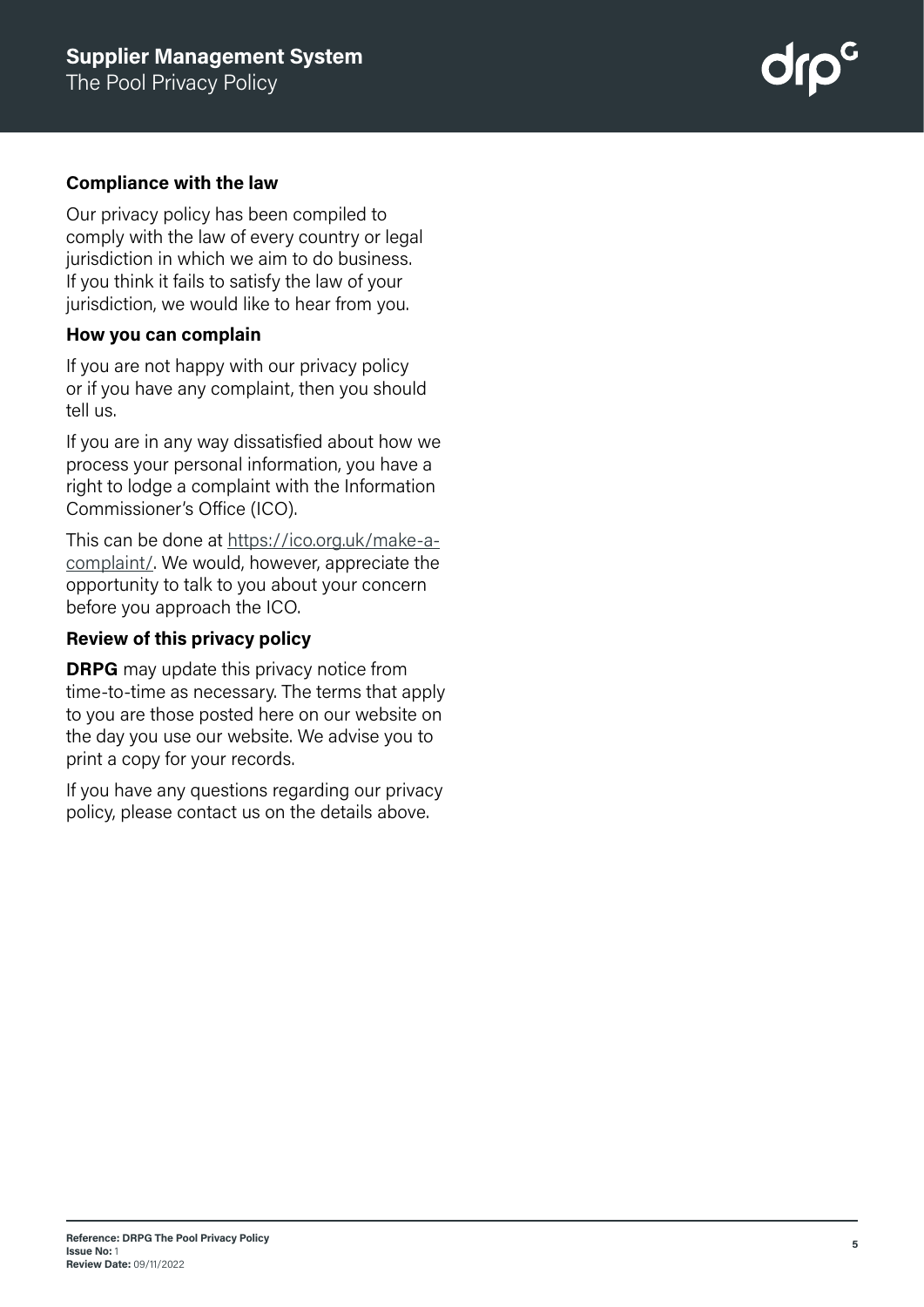**Compliance with the law**

Our privacy policy has been compiled to comply with the law of every country or legal jurisdiction in which we aim to do business. If you think it fails to satisfy the law of your jurisdiction, we would like to hear from you.

**How you can complain**

If you are not happy with our privacy policy or if you have any complaint, then you should tell us.

If you are in any way dissatisfied about how we process your personal information, you have a right to lodge a complaint with the Information Commissioner's Office (ICO).

This can be done at https://ico.org.uk/make-a-complaint/. We would, however, appreciate the opportunity to talk to you about your concern before you approach the ICO.

**Review of this privacy policy**

**DRPG** may update this privacy notice from time-to-time as necessary. The terms that apply to you are those posted here on our website on the day you use our website. We advise you to print a copy for your records.

If you have any questions regarding our privacy policy, please contact us on the details above.